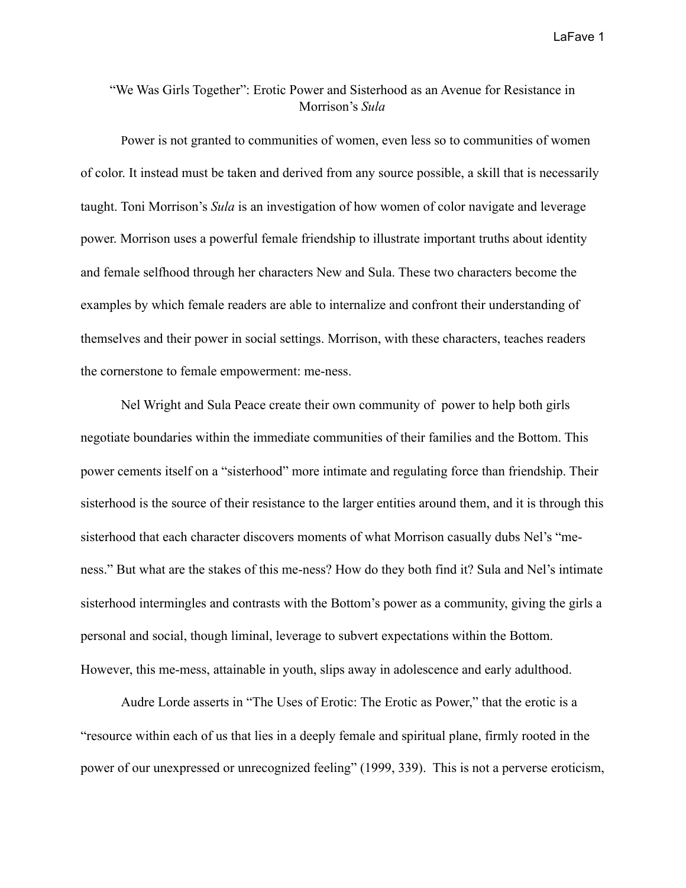# "We Was Girls Together": Erotic Power and Sisterhood as an Avenue for Resistance in Morrison's *Sula*

Power is not granted to communities of women, even less so to communities of women of color. It instead must be taken and derived from any source possible, a skill that is necessarily taught. Toni Morrison's *Sula* is an investigation of how women of color navigate and leverage power. Morrison uses a powerful female friendship to illustrate important truths about identity and female selfhood through her characters New and Sula. These two characters become the examples by which female readers are able to internalize and confront their understanding of themselves and their power in social settings. Morrison, with these characters, teaches readers the cornerstone to female empowerment: me-ness.

Nel Wright and Sula Peace create their own community of power to help both girls negotiate boundaries within the immediate communities of their families and the Bottom. This power cements itself on a "sisterhood" more intimate and regulating force than friendship. Their sisterhood is the source of their resistance to the larger entities around them, and it is through this sisterhood that each character discovers moments of what Morrison casually dubs Nel's "me-ness." But what are the stakes of this me-ness? How do they both find it? Sula and Nel's intimate sisterhood intermingles and contrasts with the Bottom's power as a community, giving the girls a personal and social, though liminal, leverage to subvert expectations within the Bottom. However, this me-mess, attainable in youth, slips away in adolescence and early adulthood.

Audre Lorde asserts in "The Uses of Erotic: The Erotic as Power," that the erotic is a "resource within each of us that lies in a deeply female and spiritual plane, firmly rooted in the power of our unexpressed or unrecognized feeling" (1999, 339). This is not a perverse eroticism,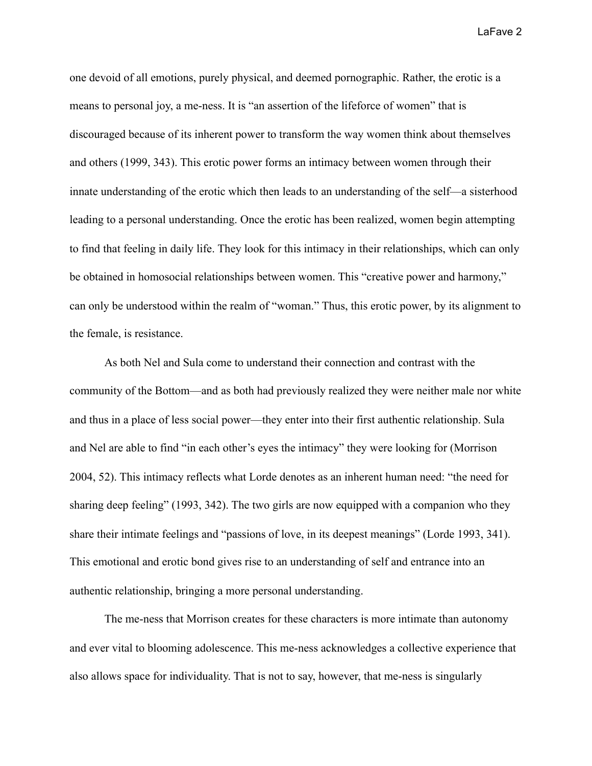one devoid of all emotions, purely physical, and deemed pornographic. Rather, the erotic is a means to personal joy, a me-ness. It is "an assertion of the lifeforce of women" that is discouraged because of its inherent power to transform the way women think about themselves and others (1999, 343). This erotic power forms an intimacy between women through their innate understanding of the erotic which then leads to an understanding of the self—a sisterhood leading to a personal understanding. Once the erotic has been realized, women begin attempting to find that feeling in daily life. They look for this intimacy in their relationships, which can only be obtained in homosocial relationships between women. This "creative power and harmony," can only be understood within the realm of "woman." Thus, this erotic power, by its alignment to the female, is resistance.

As both Nel and Sula come to understand their connection and contrast with the community of the Bottom—and as both had previously realized they were neither male nor white and thus in a place of less social power—they enter into their first authentic relationship. Sula and Nel are able to find "in each other's eyes the intimacy" they were looking for (Morrison 2004, 52). This intimacy reflects what Lorde denotes as an inherent human need: "the need for sharing deep feeling" (1993, 342). The two girls are now equipped with a companion who they share their intimate feelings and "passions of love, in its deepest meanings" (Lorde 1993, 341). This emotional and erotic bond gives rise to an understanding of self and entrance into an authentic relationship, bringing a more personal understanding.

The me-ness that Morrison creates for these characters is more intimate than autonomy and ever vital to blooming adolescence. This me-ness acknowledges a collective experience that also allows space for individuality. That is not to say, however, that me-ness is singularly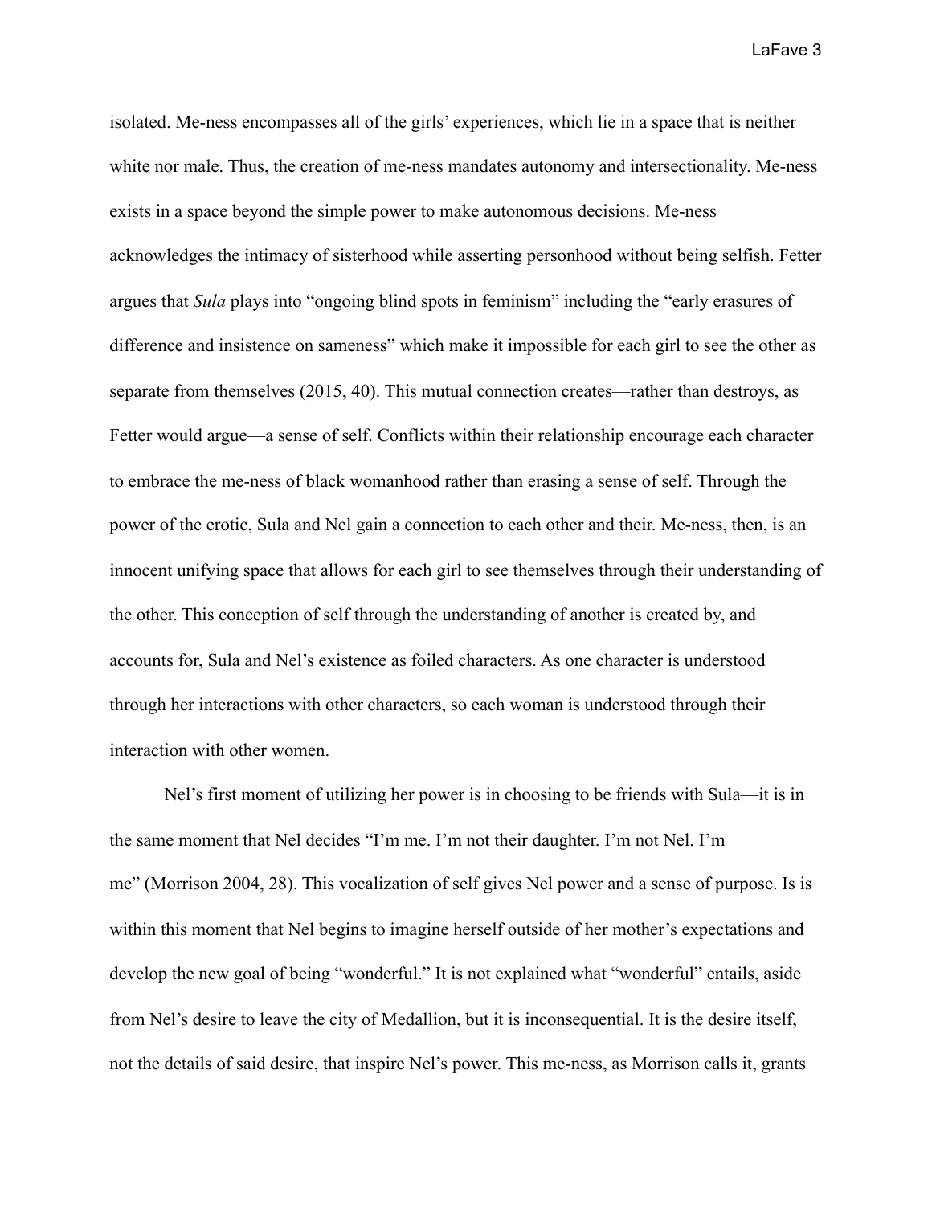isolated. Me-ness encompasses all of the girls' experiences, which lie in a space that is neither white nor male. Thus, the creation of me-ness mandates autonomy and intersectionality. Me-ness exists in a space beyond the simple power to make autonomous decisions. Me-ness acknowledges the intimacy of sisterhood while asserting personhood without being selfish. Fetter argues that *Sula* plays into "ongoing blind spots in feminism" including the "early erasures of difference and insistence on sameness" which make it impossible for each girl to see the other as separate from themselves (2015, 40). This mutual connection creates—rather than destroys, as Fetter would argue—a sense of self. Conflicts within their relationship encourage each character to embrace the me-ness of black womanhood rather than erasing a sense of self. Through the power of the erotic, Sula and Nel gain a connection to each other and their. Me-ness, then, is an innocent unifying space that allows for each girl to see themselves through their understanding of the other. This conception of self through the understanding of another is created by, and accounts for, Sula and Nel's existence as foiled characters. As one character is understood through her interactions with other characters, so each woman is understood through their interaction with other women.

Nel's first moment of utilizing her power is in choosing to be friends with Sula—it is in the same moment that Nel decides "I'm me. I'm not their daughter. I'm not Nel. I'm me" (Morrison 2004, 28). This vocalization of self gives Nel power and a sense of purpose. Is is within this moment that Nel begins to imagine herself outside of her mother's expectations and develop the new goal of being "wonderful." It is not explained what "wonderful" entails, aside from Nel's desire to leave the city of Medallion, but it is inconsequential. It is the desire itself, not the details of said desire, that inspire Nel's power. This me-ness, as Morrison calls it, grants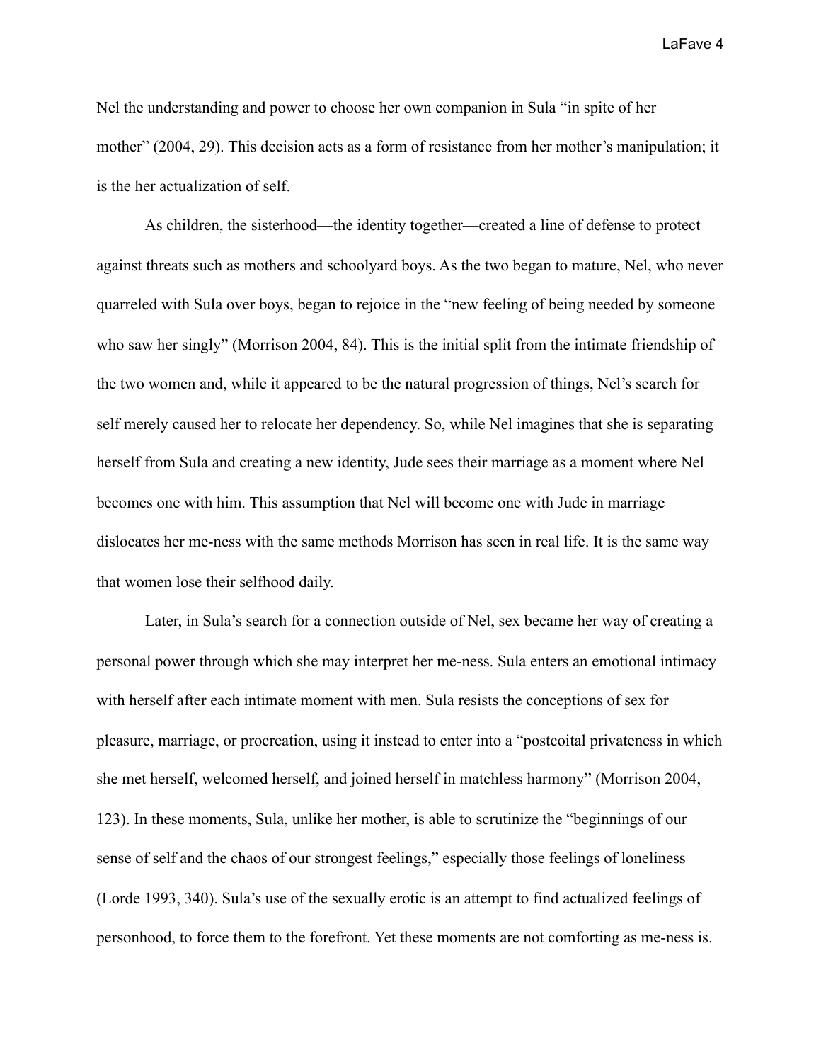Nel the understanding and power to choose her own companion in Sula "in spite of her mother" (2004, 29). This decision acts as a form of resistance from her mother's manipulation; it is the her actualization of self.

As children, the sisterhood—the identity together—created a line of defense to protect against threats such as mothers and schoolyard boys. As the two began to mature, Nel, who never quarreled with Sula over boys, began to rejoice in the "new feeling of being needed by someone who saw her singly" (Morrison 2004, 84). This is the initial split from the intimate friendship of the two women and, while it appeared to be the natural progression of things, Nel's search for self merely caused her to relocate her dependency. So, while Nel imagines that she is separating herself from Sula and creating a new identity, Jude sees their marriage as a moment where Nel becomes one with him. This assumption that Nel will become one with Jude in marriage dislocates her me-ness with the same methods Morrison has seen in real life. It is the same way that women lose their selfhood daily.

Later, in Sula's search for a connection outside of Nel, sex became her way of creating a personal power through which she may interpret her me-ness. Sula enters an emotional intimacy with herself after each intimate moment with men. Sula resists the conceptions of sex for pleasure, marriage, or procreation, using it instead to enter into a "postcoital privateness in which she met herself, welcomed herself, and joined herself in matchless harmony" (Morrison 2004, 123). In these moments, Sula, unlike her mother, is able to scrutinize the "beginnings of our sense of self and the chaos of our strongest feelings," especially those feelings of loneliness (Lorde 1993, 340). Sula's use of the sexually erotic is an attempt to find actualized feelings of personhood, to force them to the forefront. Yet these moments are not comforting as me-ness is.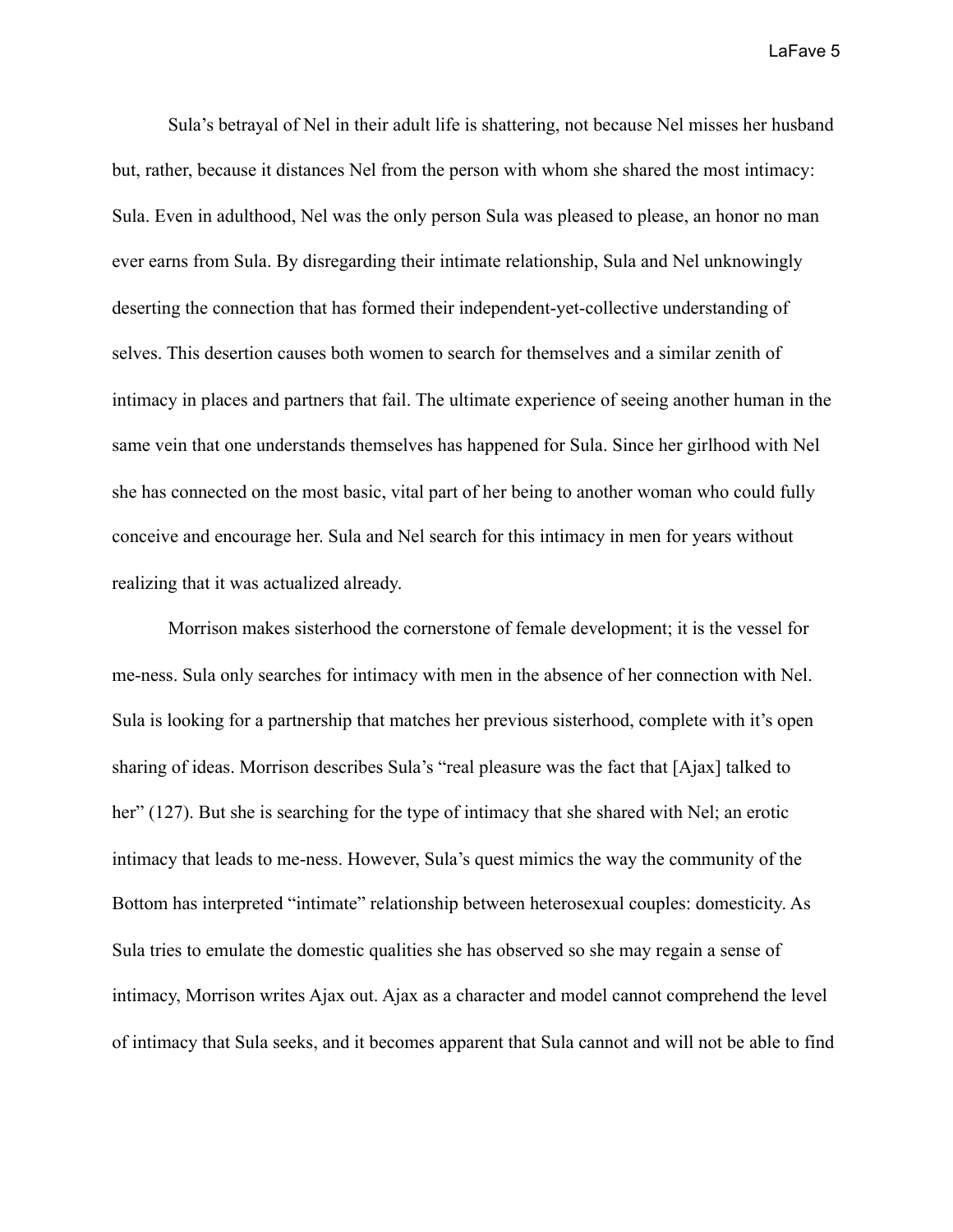Sula's betrayal of Nel in their adult life is shattering, not because Nel misses her husband but, rather, because it distances Nel from the person with whom she shared the most intimacy: Sula. Even in adulthood, Nel was the only person Sula was pleased to please, an honor no man ever earns from Sula. By disregarding their intimate relationship, Sula and Nel unknowingly deserting the connection that has formed their independent-yet-collective understanding of selves. This desertion causes both women to search for themselves and a similar zenith of intimacy in places and partners that fail. The ultimate experience of seeing another human in the same vein that one understands themselves has happened for Sula. Since her girlhood with Nel she has connected on the most basic, vital part of her being to another woman who could fully conceive and encourage her. Sula and Nel search for this intimacy in men for years without realizing that it was actualized already.

Morrison makes sisterhood the cornerstone of female development; it is the vessel for me-ness. Sula only searches for intimacy with men in the absence of her connection with Nel. Sula is looking for a partnership that matches her previous sisterhood, complete with it's open sharing of ideas. Morrison describes Sula's "real pleasure was the fact that [Ajax] talked to her" (127). But she is searching for the type of intimacy that she shared with Nel; an erotic intimacy that leads to me-ness. However, Sula's quest mimics the way the community of the Bottom has interpreted "intimate" relationship between heterosexual couples: domesticity. As Sula tries to emulate the domestic qualities she has observed so she may regain a sense of intimacy, Morrison writes Ajax out. Ajax as a character and model cannot comprehend the level of intimacy that Sula seeks, and it becomes apparent that Sula cannot and will not be able to find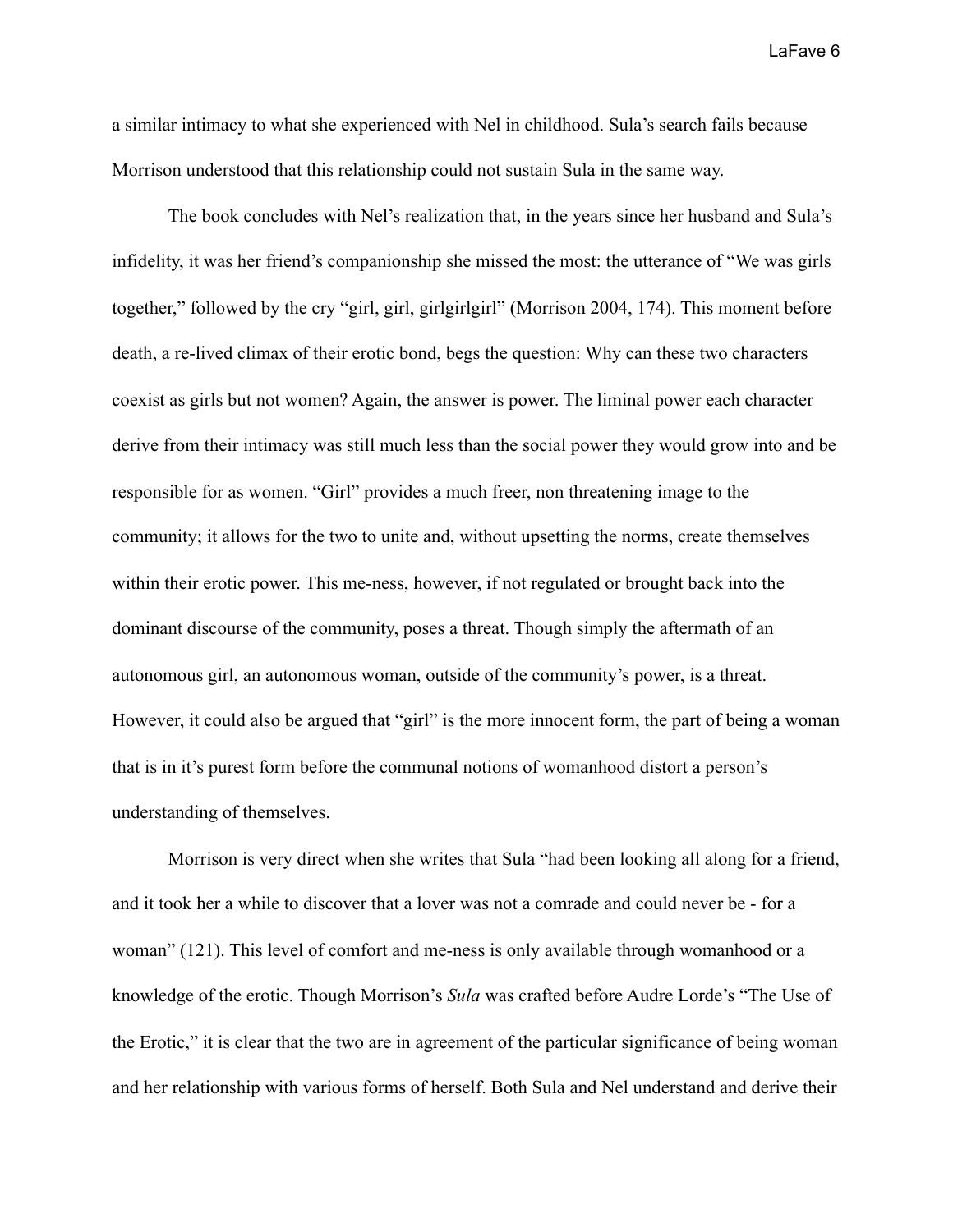a similar intimacy to what she experienced with Nel in childhood. Sula's search fails because Morrison understood that this relationship could not sustain Sula in the same way.

The book concludes with Nel's realization that, in the years since her husband and Sula's infidelity, it was her friend's companionship she missed the most: the utterance of "We was girls together," followed by the cry "girl, girl, girlgirlgirl" (Morrison 2004, 174). This moment before death, a re-lived climax of their erotic bond, begs the question: Why can these two characters coexist as girls but not women? Again, the answer is power. The liminal power each character derive from their intimacy was still much less than the social power they would grow into and be responsible for as women. "Girl" provides a much freer, non threatening image to the community; it allows for the two to unite and, without upsetting the norms, create themselves within their erotic power. This me-ness, however, if not regulated or brought back into the dominant discourse of the community, poses a threat. Though simply the aftermath of an autonomous girl, an autonomous woman, outside of the community's power, is a threat. However, it could also be argued that "girl" is the more innocent form, the part of being a woman that is in it's purest form before the communal notions of womanhood distort a person's understanding of themselves.

Morrison is very direct when she writes that Sula "had been looking all along for a friend, and it took her a while to discover that a lover was not a comrade and could never be - for a woman" (121). This level of comfort and me-ness is only available through womanhood or a knowledge of the erotic. Though Morrison's *Sula* was crafted before Audre Lorde's "The Use of the Erotic," it is clear that the two are in agreement of the particular significance of being woman and her relationship with various forms of herself. Both Sula and Nel understand and derive their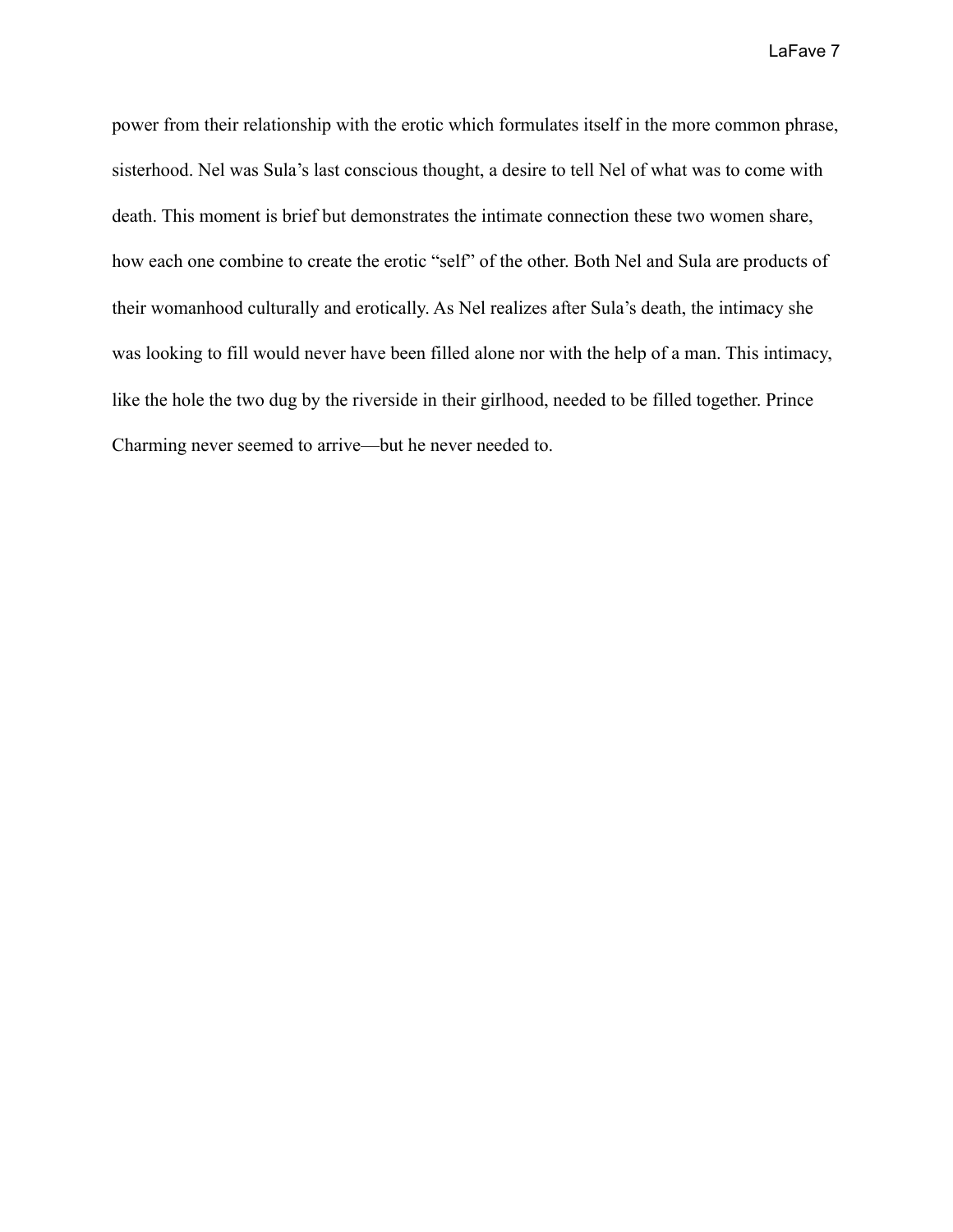power from their relationship with the erotic which formulates itself in the more common phrase, sisterhood. Nel was Sula's last conscious thought, a desire to tell Nel of what was to come with death. This moment is brief but demonstrates the intimate connection these two women share, how each one combine to create the erotic "self" of the other. Both Nel and Sula are products of their womanhood culturally and erotically. As Nel realizes after Sula's death, the intimacy she was looking to fill would never have been filled alone nor with the help of a man. This intimacy, like the hole the two dug by the riverside in their girlhood, needed to be filled together. Prince Charming never seemed to arrive—but he never needed to.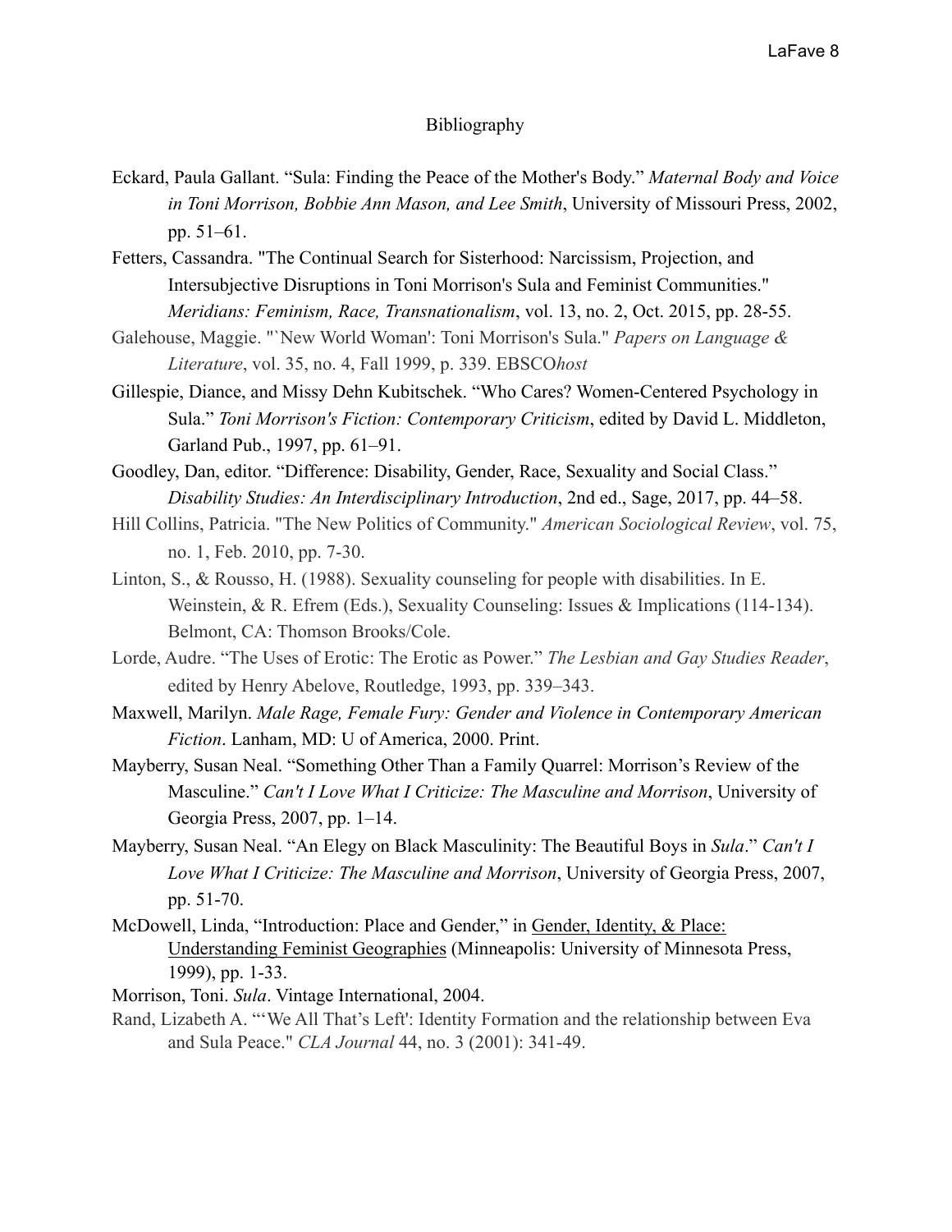# Bibliography

Eckard, Paula Gallant. “Sula: Finding the Peace of the Mother's Body.” *Maternal Body and Voice in Toni Morrison, Bobbie Ann Mason, and Lee Smith*, University of Missouri Press, 2002, pp. 51–61.

Fetters, Cassandra. "The Continual Search for Sisterhood: Narcissism, Projection, and Intersubjective Disruptions in Toni Morrison's Sula and Feminist Communities." *Meridians: Feminism, Race, Transnationalism*, vol. 13, no. 2, Oct. 2015, pp. 28-55.

Galehouse, Maggie. "`New World Woman': Toni Morrison's Sula." *Papers on Language & Literature*, vol. 35, no. 4, Fall 1999, p. 339. EBSCO*host*

Gillespie, Diance, and Missy Dehn Kubitschek. “Who Cares? Women-Centered Psychology in Sula.” *Toni Morrison's Fiction: Contemporary Criticism*, edited by David L. Middleton, Garland Pub., 1997, pp. 61–91.

Goodley, Dan, editor. “Difference: Disability, Gender, Race, Sexuality and Social Class.” *Disability Studies: An Interdisciplinary Introduction*, 2nd ed., Sage, 2017, pp. 44–58.

Hill Collins, Patricia. "The New Politics of Community." *American Sociological Review*, vol. 75, no. 1, Feb. 2010, pp. 7-30.

Linton, S., & Rousso, H. (1988). Sexuality counseling for people with disabilities. In E. Weinstein, & R. Efrem (Eds.), Sexuality Counseling: Issues & Implications (114-134). Belmont, CA: Thomson Brooks/Cole.

Lorde, Audre. “The Uses of Erotic: The Erotic as Power.” *The Lesbian and Gay Studies Reader*, edited by Henry Abelove, Routledge, 1993, pp. 339–343.

Maxwell, Marilyn. *Male Rage, Female Fury: Gender and Violence in Contemporary American Fiction*. Lanham, MD: U of America, 2000. Print.

Mayberry, Susan Neal. “Something Other Than a Family Quarrel: Morrison’s Review of the Masculine.” *Can't I Love What I Criticize: The Masculine and Morrison*, University of Georgia Press, 2007, pp. 1–14.

Mayberry, Susan Neal. “An Elegy on Black Masculinity: The Beautiful Boys in *Sula*.” *Can't I Love What I Criticize: The Masculine and Morrison*, University of Georgia Press, 2007, pp. 51-70.

McDowell, Linda, “Introduction: Place and Gender,” in Gender, Identity, & Place: Understanding Feminist Geographies (Minneapolis: University of Minnesota Press, 1999), pp. 1-33.

Morrison, Toni. *Sula*. Vintage International, 2004.

Rand, Lizabeth A. "‘We All That’s Left': Identity Formation and the relationship between Eva and Sula Peace." *CLA Journal* 44, no. 3 (2001): 341-49.